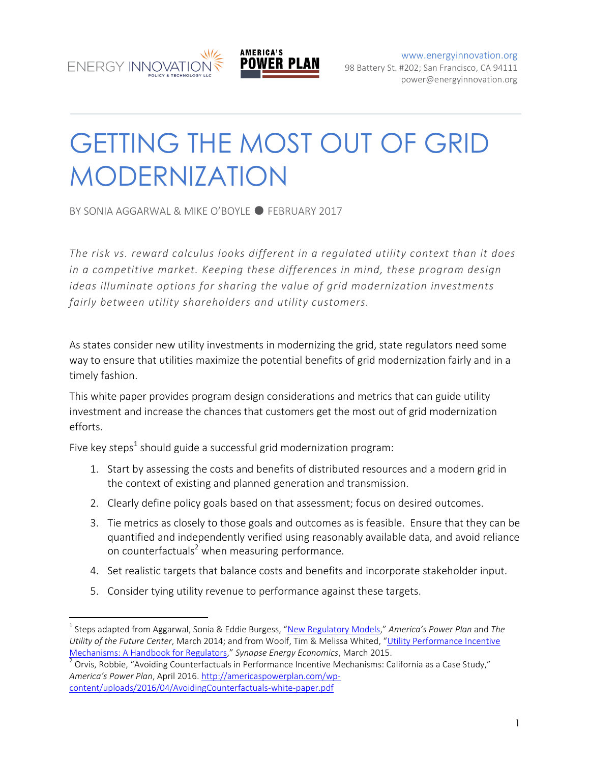ENERGY INNOVATION POLICY & TECHNOLOGY LLC

AMERICA'S POWER PLAN

www.energyinnovation.org
98 Battery St. #202; San Francisco, CA 94111
power@energyinnovation.org

# GETTING THE MOST OUT OF GRID MODERNIZATION

BY SONIA AGGARWAL & MIKE O'BOYLE ● FEBRUARY 2017

*The risk vs. reward calculus looks different in a regulated utility context than it does in a competitive market. Keeping these differences in mind, these program design ideas illuminate options for sharing the value of grid modernization investments fairly between utility shareholders and utility customers.*

As states consider new utility investments in modernizing the grid, state regulators need some way to ensure that utilities maximize the potential benefits of grid modernization fairly and in a timely fashion.

This white paper provides program design considerations and metrics that can guide utility investment and increase the chances that customers get the most out of grid modernization efforts.

Five key steps[1] should guide a successful grid modernization program:

1. Start by assessing the costs and benefits of distributed resources and a modern grid in the context of existing and planned generation and transmission.
2. Clearly define policy goals based on that assessment; focus on desired outcomes.
3. Tie metrics as closely to those goals and outcomes as is feasible. Ensure that they can be quantified and independently verified using reasonably available data, and avoid reliance on counterfactuals[2] when measuring performance.
4. Set realistic targets that balance costs and benefits and incorporate stakeholder input.
5. Consider tying utility revenue to performance against these targets.

---

[1] Steps adapted from Aggarwal, Sonia & Eddie Burgess, "New Regulatory Models," *America's Power Plan* and *The Utility of the Future Center*, March 2014; and from Woolf, Tim & Melissa Whited, "Utility Performance Incentive Mechanisms: A Handbook for Regulators," *Synapse Energy Economics*, March 2015.

[2] Orvis, Robbie, "Avoiding Counterfactuals in Performance Incentive Mechanisms: California as a Case Study," *America's Power Plan*, April 2016. http://americaspowerplan.com/wp-content/uploads/2016/04/AvoidingCounterfactuals-white-paper.pdf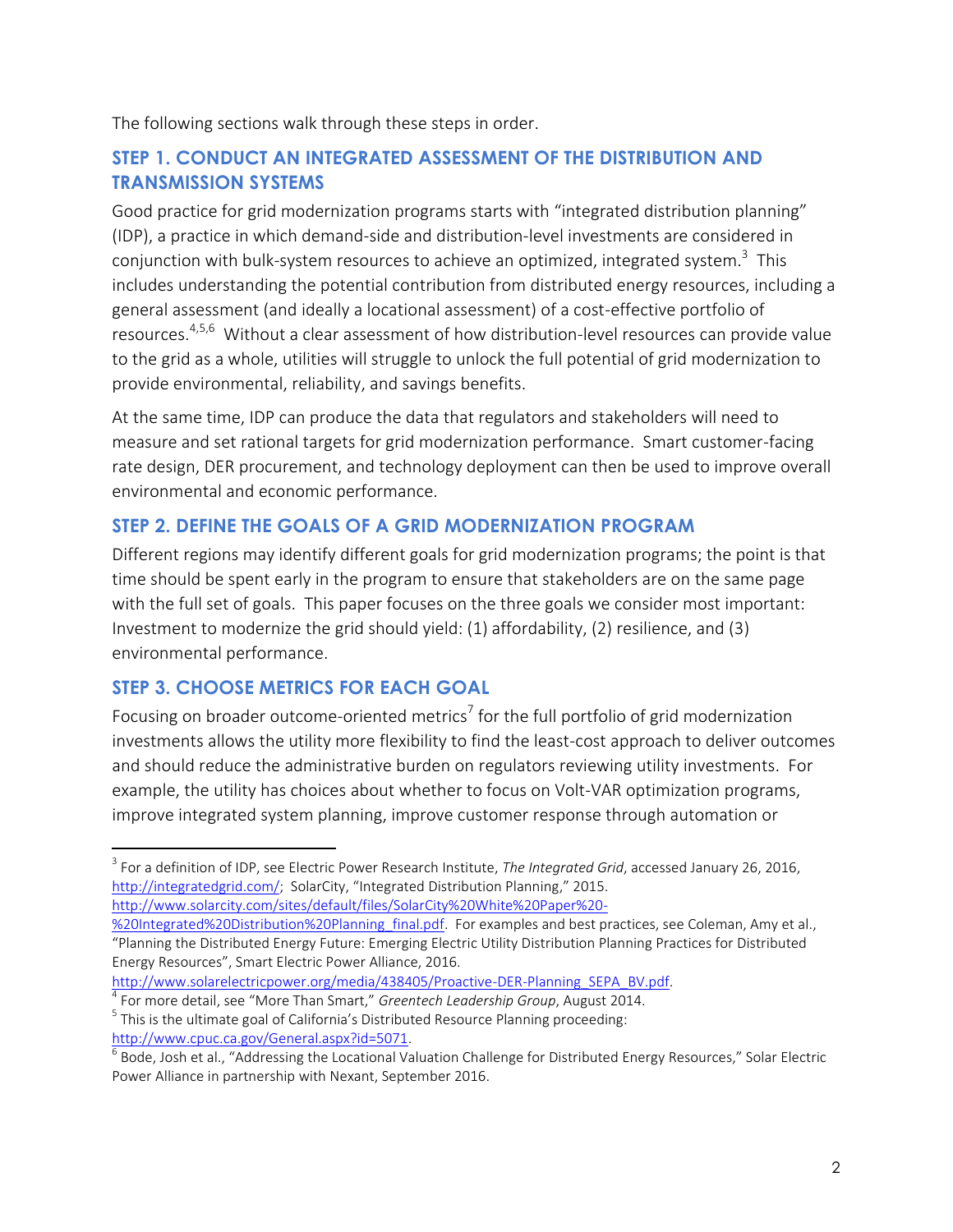The following sections walk through these steps in order.

## STEP 1. CONDUCT AN INTEGRATED ASSESSMENT OF THE DISTRIBUTION AND TRANSMISSION SYSTEMS

Good practice for grid modernization programs starts with "integrated distribution planning" (IDP), a practice in which demand-side and distribution-level investments are considered in conjunction with bulk-system resources to achieve an optimized, integrated system.[3] This includes understanding the potential contribution from distributed energy resources, including a general assessment (and ideally a locational assessment) of a cost-effective portfolio of resources.[4,5,6] Without a clear assessment of how distribution-level resources can provide value to the grid as a whole, utilities will struggle to unlock the full potential of grid modernization to provide environmental, reliability, and savings benefits.

At the same time, IDP can produce the data that regulators and stakeholders will need to measure and set rational targets for grid modernization performance. Smart customer-facing rate design, DER procurement, and technology deployment can then be used to improve overall environmental and economic performance.

## STEP 2. DEFINE THE GOALS OF A GRID MODERNIZATION PROGRAM

Different regions may identify different goals for grid modernization programs; the point is that time should be spent early in the program to ensure that stakeholders are on the same page with the full set of goals. This paper focuses on the three goals we consider most important: Investment to modernize the grid should yield: (1) affordability, (2) resilience, and (3) environmental performance.

## STEP 3. CHOOSE METRICS FOR EACH GOAL

Focusing on broader outcome-oriented metrics[7] for the full portfolio of grid modernization investments allows the utility more flexibility to find the least-cost approach to deliver outcomes and should reduce the administrative burden on regulators reviewing utility investments. For example, the utility has choices about whether to focus on Volt-VAR optimization programs, improve integrated system planning, improve customer response through automation or

---

[3] For a definition of IDP, see Electric Power Research Institute, *The Integrated Grid*, accessed January 26, 2016, http://integratedgrid.com/; SolarCity, "Integrated Distribution Planning," 2015. http://www.solarcity.com/sites/default/files/SolarCity%20White%20Paper%20-%20Integrated%20Distribution%20Planning_final.pdf. For examples and best practices, see Coleman, Amy et al., "Planning the Distributed Energy Future: Emerging Electric Utility Distribution Planning Practices for Distributed Energy Resources", Smart Electric Power Alliance, 2016. http://www.solarelectricpower.org/media/438405/Proactive-DER-Planning_SEPA_BV.pdf.

[4] For more detail, see "More Than Smart," *Greentech Leadership Group*, August 2014.

[5] This is the ultimate goal of California's Distributed Resource Planning proceeding: http://www.cpuc.ca.gov/General.aspx?id=5071.

[6] Bode, Josh et al., "Addressing the Locational Valuation Challenge for Distributed Energy Resources," Solar Electric Power Alliance in partnership with Nexant, September 2016.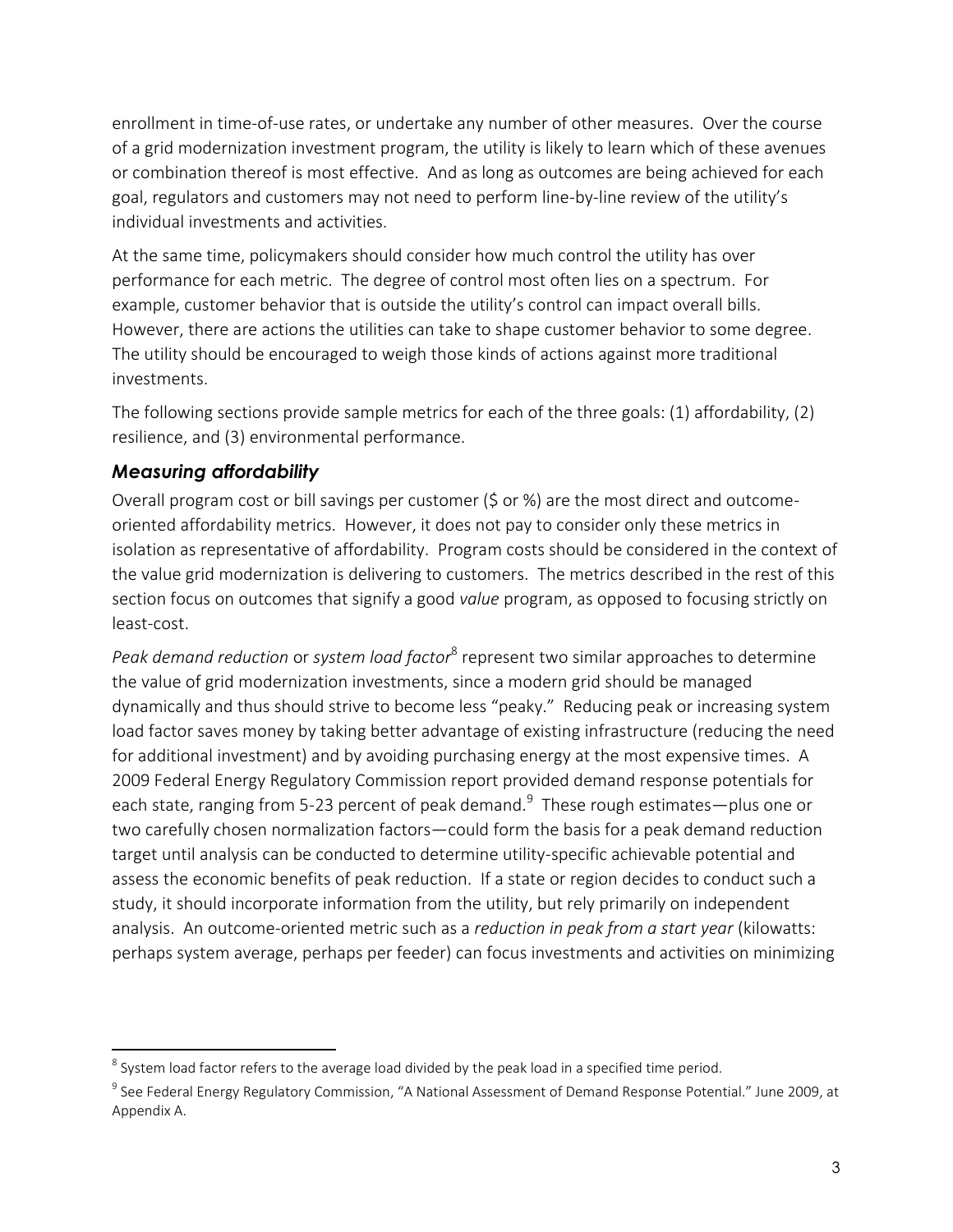enrollment in time-of-use rates, or undertake any number of other measures. Over the course of a grid modernization investment program, the utility is likely to learn which of these avenues or combination thereof is most effective. And as long as outcomes are being achieved for each goal, regulators and customers may not need to perform line-by-line review of the utility's individual investments and activities.

At the same time, policymakers should consider how much control the utility has over performance for each metric. The degree of control most often lies on a spectrum. For example, customer behavior that is outside the utility's control can impact overall bills. However, there are actions the utilities can take to shape customer behavior to some degree. The utility should be encouraged to weigh those kinds of actions against more traditional investments.

The following sections provide sample metrics for each of the three goals: (1) affordability, (2) resilience, and (3) environmental performance.

### *Measuring affordability*

Overall program cost or bill savings per customer ($ or %) are the most direct and outcome-oriented affordability metrics. However, it does not pay to consider only these metrics in isolation as representative of affordability. Program costs should be considered in the context of the value grid modernization is delivering to customers. The metrics described in the rest of this section focus on outcomes that signify a good *value* program, as opposed to focusing strictly on least-cost.

*Peak demand reduction* or *system load factor*[8] represent two similar approaches to determine the value of grid modernization investments, since a modern grid should be managed dynamically and thus should strive to become less "peaky." Reducing peak or increasing system load factor saves money by taking better advantage of existing infrastructure (reducing the need for additional investment) and by avoiding purchasing energy at the most expensive times. A 2009 Federal Energy Regulatory Commission report provided demand response potentials for each state, ranging from 5-23 percent of peak demand.[9] These rough estimates—plus one or two carefully chosen normalization factors—could form the basis for a peak demand reduction target until analysis can be conducted to determine utility-specific achievable potential and assess the economic benefits of peak reduction. If a state or region decides to conduct such a study, it should incorporate information from the utility, but rely primarily on independent analysis. An outcome-oriented metric such as a *reduction in peak from a start year* (kilowatts: perhaps system average, perhaps per feeder) can focus investments and activities on minimizing

---

[8] System load factor refers to the average load divided by the peak load in a specified time period.

[9] See Federal Energy Regulatory Commission, "A National Assessment of Demand Response Potential." June 2009, at Appendix A.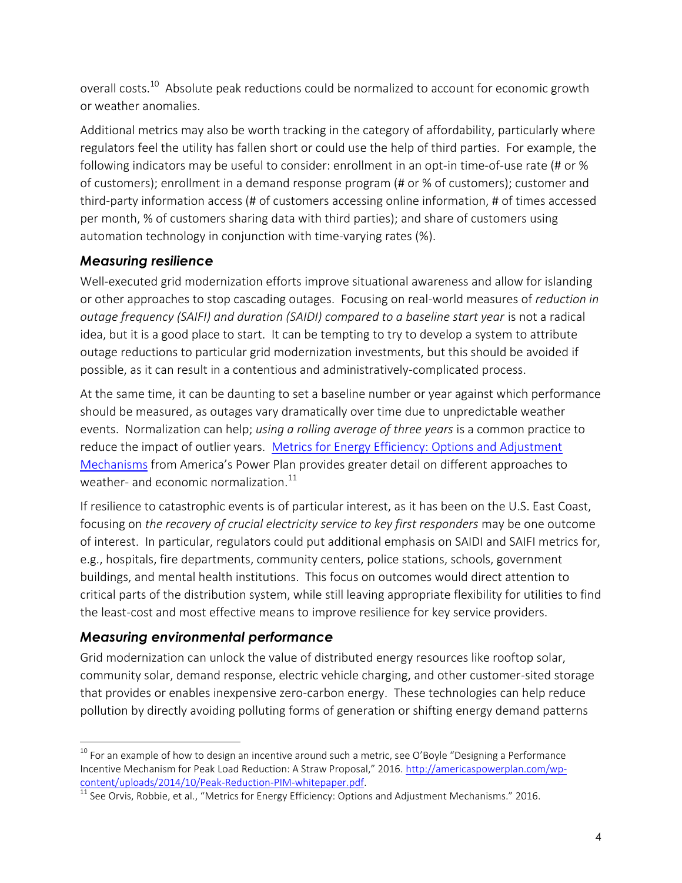overall costs.[10] Absolute peak reductions could be normalized to account for economic growth or weather anomalies.

Additional metrics may also be worth tracking in the category of affordability, particularly where regulators feel the utility has fallen short or could use the help of third parties. For example, the following indicators may be useful to consider: enrollment in an opt-in time-of-use rate (# or % of customers); enrollment in a demand response program (# or % of customers); customer and third-party information access (# of customers accessing online information, # of times accessed per month, % of customers sharing data with third parties); and share of customers using automation technology in conjunction with time-varying rates (%).

### *Measuring resilience*

Well-executed grid modernization efforts improve situational awareness and allow for islanding or other approaches to stop cascading outages. Focusing on real-world measures of *reduction in outage frequency (SAIFI) and duration (SAIDI) compared to a baseline start year* is not a radical idea, but it is a good place to start. It can be tempting to try to develop a system to attribute outage reductions to particular grid modernization investments, but this should be avoided if possible, as it can result in a contentious and administratively-complicated process.

At the same time, it can be daunting to set a baseline number or year against which performance should be measured, as outages vary dramatically over time due to unpredictable weather events. Normalization can help; *using a rolling average of three years* is a common practice to reduce the impact of outlier years. [Metrics for Energy Efficiency: Options and Adjustment Mechanisms] from America's Power Plan provides greater detail on different approaches to weather- and economic normalization.[11]

If resilience to catastrophic events is of particular interest, as it has been on the U.S. East Coast, focusing on *the recovery of crucial electricity service to key first responders* may be one outcome of interest. In particular, regulators could put additional emphasis on SAIDI and SAIFI metrics for, e.g., hospitals, fire departments, community centers, police stations, schools, government buildings, and mental health institutions. This focus on outcomes would direct attention to critical parts of the distribution system, while still leaving appropriate flexibility for utilities to find the least-cost and most effective means to improve resilience for key service providers.

### *Measuring environmental performance*

Grid modernization can unlock the value of distributed energy resources like rooftop solar, community solar, demand response, electric vehicle charging, and other customer-sited storage that provides or enables inexpensive zero-carbon energy. These technologies can help reduce pollution by directly avoiding polluting forms of generation or shifting energy demand patterns

---

[10] For an example of how to design an incentive around such a metric, see O'Boyle "Designing a Performance Incentive Mechanism for Peak Load Reduction: A Straw Proposal," 2016. http://americaspowerplan.com/wp-content/uploads/2014/10/Peak-Reduction-PIM-whitepaper.pdf.

[11] See Orvis, Robbie, et al., "Metrics for Energy Efficiency: Options and Adjustment Mechanisms." 2016.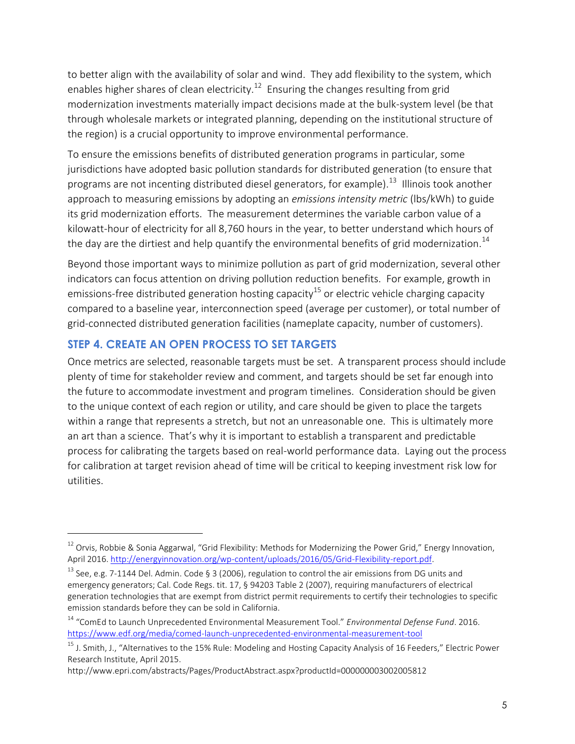to better align with the availability of solar and wind. They add flexibility to the system, which enables higher shares of clean electricity.[12] Ensuring the changes resulting from grid modernization investments materially impact decisions made at the bulk-system level (be that through wholesale markets or integrated planning, depending on the institutional structure of the region) is a crucial opportunity to improve environmental performance.

To ensure the emissions benefits of distributed generation programs in particular, some jurisdictions have adopted basic pollution standards for distributed generation (to ensure that programs are not incenting distributed diesel generators, for example).[13] Illinois took another approach to measuring emissions by adopting an *emissions intensity metric* (lbs/kWh) to guide its grid modernization efforts. The measurement determines the variable carbon value of a kilowatt-hour of electricity for all 8,760 hours in the year, to better understand which hours of the day are the dirtiest and help quantify the environmental benefits of grid modernization.[14]

Beyond those important ways to minimize pollution as part of grid modernization, several other indicators can focus attention on driving pollution reduction benefits. For example, growth in emissions-free distributed generation hosting capacity[15] or electric vehicle charging capacity compared to a baseline year, interconnection speed (average per customer), or total number of grid-connected distributed generation facilities (nameplate capacity, number of customers).

## STEP 4. CREATE AN OPEN PROCESS TO SET TARGETS

Once metrics are selected, reasonable targets must be set. A transparent process should include plenty of time for stakeholder review and comment, and targets should be set far enough into the future to accommodate investment and program timelines. Consideration should be given to the unique context of each region or utility, and care should be given to place the targets within a range that represents a stretch, but not an unreasonable one. This is ultimately more an art than a science. That's why it is important to establish a transparent and predictable process for calibrating the targets based on real-world performance data. Laying out the process for calibration at target revision ahead of time will be critical to keeping investment risk low for utilities.

---

[12] Orvis, Robbie & Sonia Aggarwal, "Grid Flexibility: Methods for Modernizing the Power Grid," Energy Innovation, April 2016. http://energyinnovation.org/wp-content/uploads/2016/05/Grid-Flexibility-report.pdf.

[13] See, e.g. 7-1144 Del. Admin. Code § 3 (2006), regulation to control the air emissions from DG units and emergency generators; Cal. Code Regs. tit. 17, § 94203 Table 2 (2007), requiring manufacturers of electrical generation technologies that are exempt from district permit requirements to certify their technologies to specific emission standards before they can be sold in California.

[14] "ComEd to Launch Unprecedented Environmental Measurement Tool." *Environmental Defense Fund*. 2016. https://www.edf.org/media/comed-launch-unprecedented-environmental-measurement-tool

[15] J. Smith, J., "Alternatives to the 15% Rule: Modeling and Hosting Capacity Analysis of 16 Feeders," Electric Power Research Institute, April 2015. http://www.epri.com/abstracts/Pages/ProductAbstract.aspx?productId=000000003002005812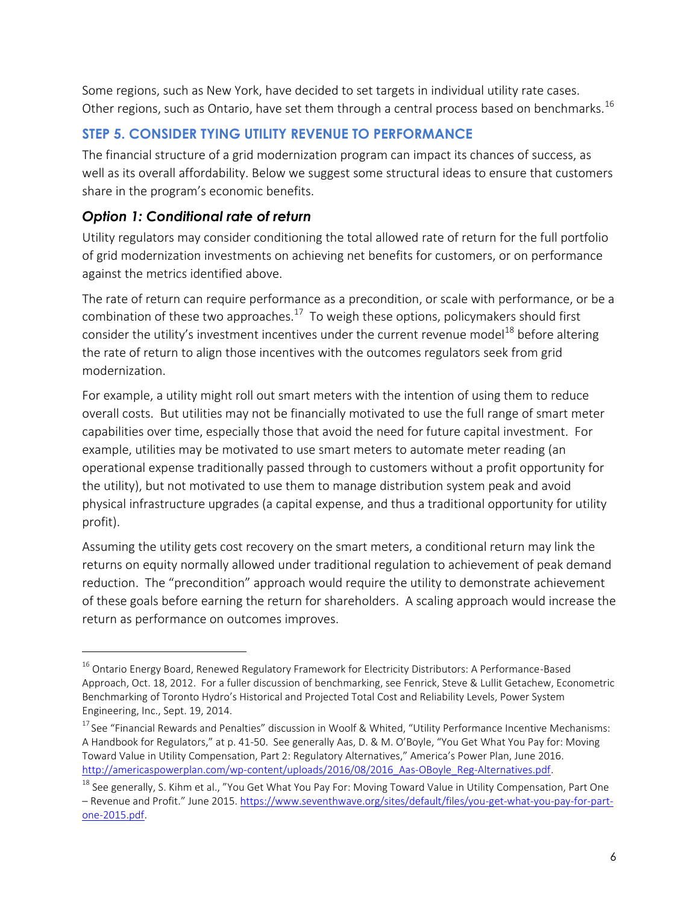Some regions, such as New York, have decided to set targets in individual utility rate cases. Other regions, such as Ontario, have set them through a central process based on benchmarks.[16]

## STEP 5. CONSIDER TYING UTILITY REVENUE TO PERFORMANCE

The financial structure of a grid modernization program can impact its chances of success, as well as its overall affordability. Below we suggest some structural ideas to ensure that customers share in the program's economic benefits.

### *Option 1: Conditional rate of return*

Utility regulators may consider conditioning the total allowed rate of return for the full portfolio of grid modernization investments on achieving net benefits for customers, or on performance against the metrics identified above.

The rate of return can require performance as a precondition, or scale with performance, or be a combination of these two approaches.[17] To weigh these options, policymakers should first consider the utility's investment incentives under the current revenue model[18] before altering the rate of return to align those incentives with the outcomes regulators seek from grid modernization.

For example, a utility might roll out smart meters with the intention of using them to reduce overall costs. But utilities may not be financially motivated to use the full range of smart meter capabilities over time, especially those that avoid the need for future capital investment. For example, utilities may be motivated to use smart meters to automate meter reading (an operational expense traditionally passed through to customers without a profit opportunity for the utility), but not motivated to use them to manage distribution system peak and avoid physical infrastructure upgrades (a capital expense, and thus a traditional opportunity for utility profit).

Assuming the utility gets cost recovery on the smart meters, a conditional return may link the returns on equity normally allowed under traditional regulation to achievement of peak demand reduction. The "precondition" approach would require the utility to demonstrate achievement of these goals before earning the return for shareholders. A scaling approach would increase the return as performance on outcomes improves.

---

[16] Ontario Energy Board, Renewed Regulatory Framework for Electricity Distributors: A Performance-Based Approach, Oct. 18, 2012. For a fuller discussion of benchmarking, see Fenrick, Steve & Lullit Getachew, Econometric Benchmarking of Toronto Hydro's Historical and Projected Total Cost and Reliability Levels, Power System Engineering, Inc., Sept. 19, 2014.

[17] See "Financial Rewards and Penalties" discussion in Woolf & Whited, "Utility Performance Incentive Mechanisms: A Handbook for Regulators," at p. 41-50. See generally Aas, D. & M. O'Boyle, "You Get What You Pay for: Moving Toward Value in Utility Compensation, Part 2: Regulatory Alternatives," America's Power Plan, June 2016. http://americaspowerplan.com/wp-content/uploads/2016/08/2016_Aas-OBoyle_Reg-Alternatives.pdf.

[18] See generally, S. Kihm et al., "You Get What You Pay For: Moving Toward Value in Utility Compensation, Part One – Revenue and Profit." June 2015. https://www.seventhwave.org/sites/default/files/you-get-what-you-pay-for-part-one-2015.pdf.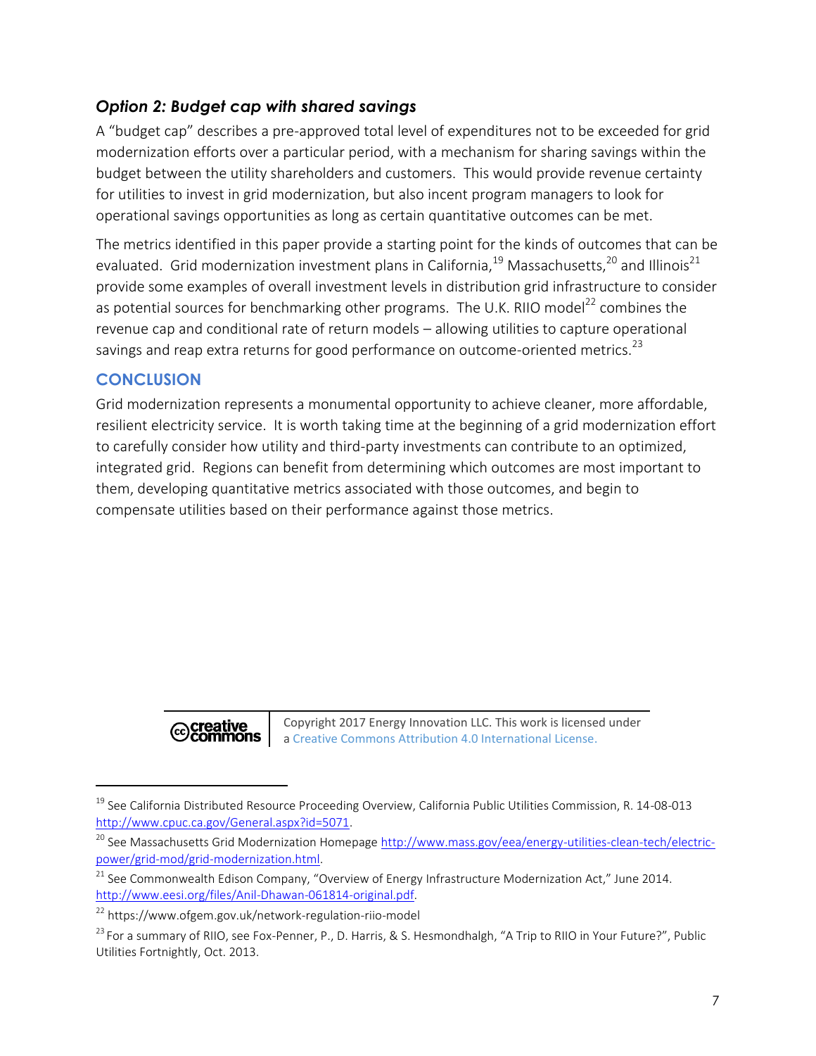### *Option 2: Budget cap with shared savings*

A "budget cap" describes a pre-approved total level of expenditures not to be exceeded for grid modernization efforts over a particular period, with a mechanism for sharing savings within the budget between the utility shareholders and customers. This would provide revenue certainty for utilities to invest in grid modernization, but also incent program managers to look for operational savings opportunities as long as certain quantitative outcomes can be met.

The metrics identified in this paper provide a starting point for the kinds of outcomes that can be evaluated. Grid modernization investment plans in California,[19] Massachusetts,[20] and Illinois[21] provide some examples of overall investment levels in distribution grid infrastructure to consider as potential sources for benchmarking other programs. The U.K. RIIO model[22] combines the revenue cap and conditional rate of return models – allowing utilities to capture operational savings and reap extra returns for good performance on outcome-oriented metrics.[23]

## CONCLUSION

Grid modernization represents a monumental opportunity to achieve cleaner, more affordable, resilient electricity service. It is worth taking time at the beginning of a grid modernization effort to carefully consider how utility and third-party investments can contribute to an optimized, integrated grid. Regions can benefit from determining which outcomes are most important to them, developing quantitative metrics associated with those outcomes, and begin to compensate utilities based on their performance against those metrics.

creative commons | Copyright 2017 Energy Innovation LLC. This work is licensed under a Creative Commons Attribution 4.0 International License.

---

[19] See California Distributed Resource Proceeding Overview, California Public Utilities Commission, R. 14-08-013 http://www.cpuc.ca.gov/General.aspx?id=5071.

[20] See Massachusetts Grid Modernization Homepage http://www.mass.gov/eea/energy-utilities-clean-tech/electric-power/grid-mod/grid-modernization.html.

[21] See Commonwealth Edison Company, "Overview of Energy Infrastructure Modernization Act," June 2014. http://www.eesi.org/files/Anil-Dhawan-061814-original.pdf.

[22] https://www.ofgem.gov.uk/network-regulation-riio-model

[23] For a summary of RIIO, see Fox-Penner, P., D. Harris, & S. Hesmondhalgh, "A Trip to RIIO in Your Future?", Public Utilities Fortnightly, Oct. 2013.